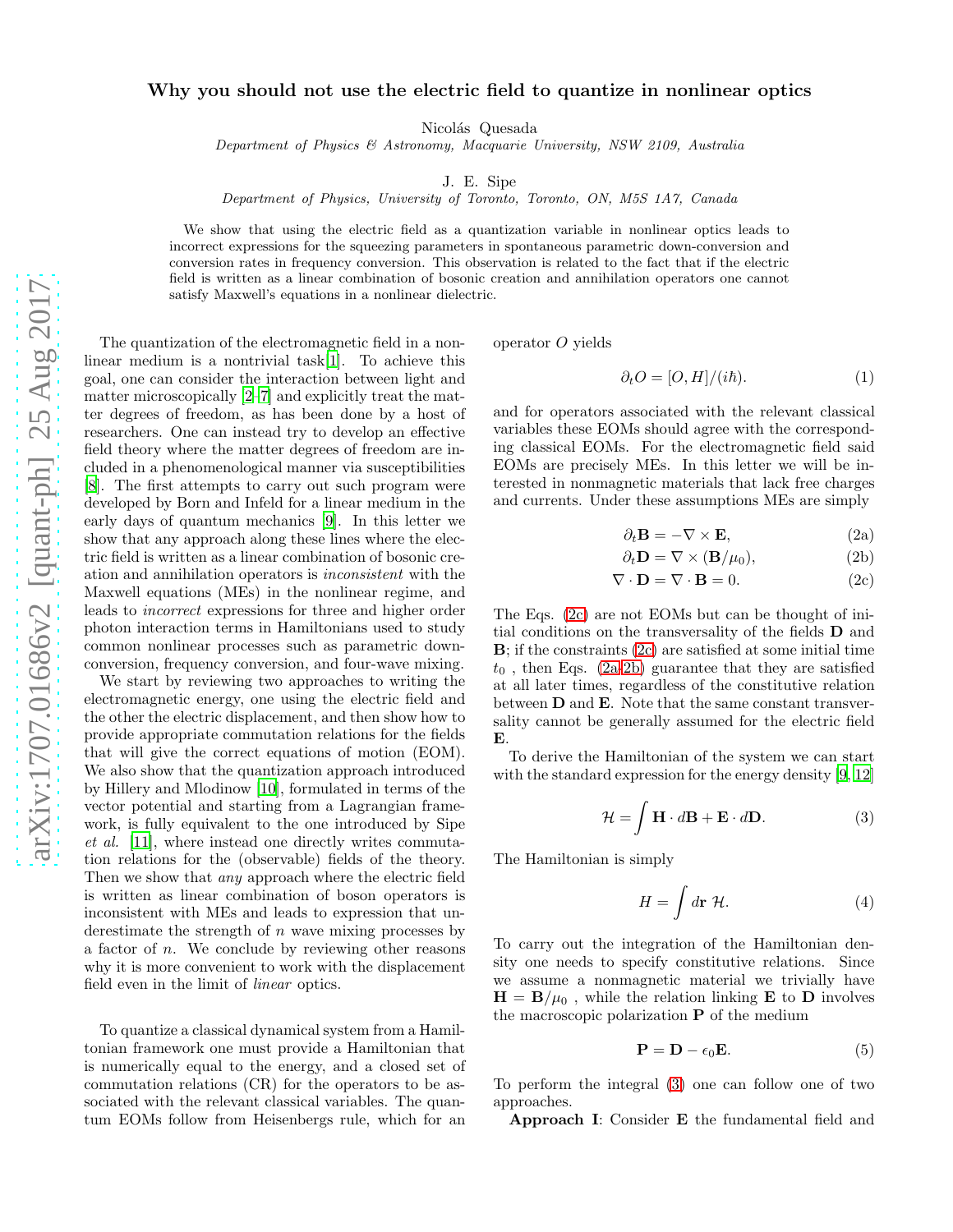# Why you should not use the electric field to quantize in nonlinear optics

Nicolás Quesada

*Department of Physics & Astronomy, Macquarie University, NSW 2109, Australia*

J. E. Sipe

*Department of Physics, University of Toronto, Toronto, ON, M5S 1A7, Canada*

We show that using the electric field as a quantization variable in nonlinear optics leads to incorrect expressions for the squeezing parameters in spontaneous parametric down-conversion and conversion rates in frequency conversion. This observation is related to the fact that if the electric field is written as a linear combination of bosonic creation and annihilation operators one cannot satisfy Maxwell's equations in a nonlinear dielectric.

The quantization of the electromagnetic field in a nonlinear medium is a nontrivial task[1]. To achieve this goal, one can consider the interaction between light and matter microscopically [2–7] and explicitly treat the matter degrees of freedom, as has been done by a host of researchers. One can instead try to develop an effective field theory where the matter degrees of freedom are included in a phenomenological manner via susceptibilities [8]. The first attempts to carry out such program were developed by Born and Infeld for a linear medium in the early days of quantum mechanics [9]. In this letter we show that any approach along these lines where the electric field is written as a linear combination of bosonic creation and annihilation operators is *inconsistent* with the Maxwell equations (MEs) in the nonlinear regime, and leads to *incorrect* expressions for three and higher order photon interaction terms in Hamiltonians used to study common nonlinear processes such as parametric down-conversion, frequency conversion, and four-wave mixing.

We start by reviewing two approaches to writing the electromagnetic energy, one using the electric field and the other the electric displacement, and then show how to provide appropriate commutation relations for the fields that will give the correct equations of motion (EOM). We also show that the quantization approach introduced by Hillery and Mlodinow [10], formulated in terms of the vector potential and starting from a Lagrangian framework, is fully equivalent to the one introduced by Sipe *et al.* [11], where instead one directly writes commutation relations for the (observable) fields of the theory. Then we show that *any* approach where the electric field is written as linear combination of boson operators is inconsistent with MEs and leads to expression that underestimate the strength of $n$ wave mixing processes by a factor of $n$. We conclude by reviewing other reasons why it is more convenient to work with the displacement field even in the limit of *linear* optics.

To quantize a classical dynamical system from a Hamiltonian framework one must provide a Hamiltonian that is numerically equal to the energy, and a closed set of commutation relations (CR) for the operators to be associated with the relevant classical variables. The quantum EOMs follow from Heisenbergs rule, which for an operator $O$ yields

$$\partial_t O = [O, H]/(i\hbar). \tag{1}$$

and for operators associated with the relevant classical variables these EOMs should agree with the corresponding classical EOMs. For the electromagnetic field said EOMs are precisely MEs. In this letter we will be interested in nonmagnetic materials that lack free charges and currents. Under these assumptions MEs are simply

$$\partial_t \mathbf{B} = -\nabla \times \mathbf{E}, \tag{2a}$$

$$\partial_t \mathbf{D} = \nabla \times (\mathbf{B}/\mu_0), \tag{2b}$$

$$\nabla \cdot \mathbf{D} = \nabla \cdot \mathbf{B} = 0. \tag{2c}$$

The Eqs. (2c) are not EOMs but can be thought of initial conditions on the transversality of the fields $\mathbf{D}$ and $\mathbf{B}$; if the constraints (2c) are satisfied at some initial time $t_0$, then Eqs. (2a,2b) guarantee that they are satisfied at all later times, regardless of the constitutive relation between $\mathbf{D}$ and $\mathbf{E}$. Note that the same constant transversality cannot be generally assumed for the electric field $\mathbf{E}$.

To derive the Hamiltonian of the system we can start with the standard expression for the energy density [9, 12]

$$\mathcal{H} = \int \mathbf{H} \cdot d\mathbf{B} + \mathbf{E} \cdot d\mathbf{D}. \tag{3}$$

The Hamiltonian is simply

$$H = \int d\mathbf{r}\ \mathcal{H}. \tag{4}$$

To carry out the integration of the Hamiltonian density one needs to specify constitutive relations. Since we assume a nonmagnetic material we trivially have $\mathbf{H} = \mathbf{B}/\mu_0$, while the relation linking $\mathbf{E}$ to $\mathbf{D}$ involves the macroscopic polarization $\mathbf{P}$ of the medium

$$\mathbf{P} = \mathbf{D} - \epsilon_0 \mathbf{E}. \tag{5}$$

To perform the integral (3) one can follow one of two approaches.

**Approach I**: Consider $\mathbf{E}$ the fundamental field and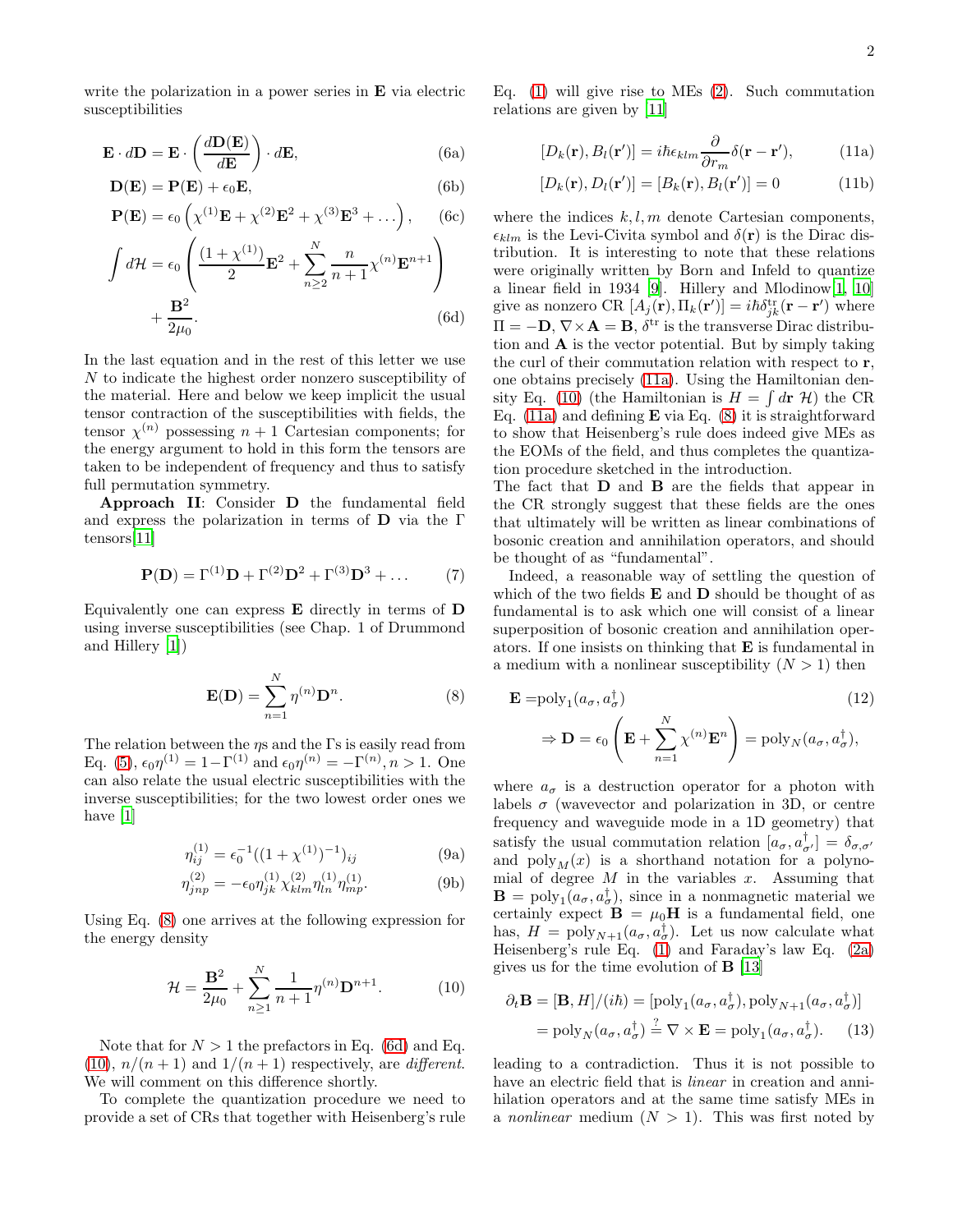write the polarization in a power series in $\mathbf{E}$ via electric susceptibilities

$$\mathbf{E} \cdot d\mathbf{D} = \mathbf{E} \cdot \left( \frac{d\mathbf{D}(\mathbf{E})}{d\mathbf{E}} \right) \cdot d\mathbf{E}, \tag{6a}$$

$$\mathbf{D}(\mathbf{E}) = \mathbf{P}(\mathbf{E}) + \epsilon_0 \mathbf{E}, \tag{6b}$$

$$\mathbf{P}(\mathbf{E}) = \epsilon_0 \left( \chi^{(1)}\mathbf{E} + \chi^{(2)}\mathbf{E}^2 + \chi^{(3)}\mathbf{E}^3 + \dots \right), \tag{6c}$$

$$\int d\mathcal{H} = \epsilon_0 \left( \frac{(1+\chi^{(1)})}{2}\mathbf{E}^2 + \sum_{n\geq 2}^{N} \frac{n}{n+1}\chi^{(n)}\mathbf{E}^{n+1} \right) + \frac{\mathbf{B}^2}{2\mu_0}. \tag{6d}$$

In the last equation and in the rest of this letter we use $N$ to indicate the highest order nonzero susceptibility of the material. Here and below we keep implicit the usual tensor contraction of the susceptibilities with fields, the tensor $\chi^{(n)}$ possessing $n+1$ Cartesian components; for the energy argument to hold in this form the tensors are taken to be independent of frequency and thus to satisfy full permutation symmetry.

**Approach II**: Consider $\mathbf{D}$ the fundamental field and express the polarization in terms of $\mathbf{D}$ via the $\Gamma$ tensors[11]

$$\mathbf{P}(\mathbf{D}) = \Gamma^{(1)}\mathbf{D} + \Gamma^{(2)}\mathbf{D}^2 + \Gamma^{(3)}\mathbf{D}^3 + \dots \tag{7}$$

Equivalently one can express $\mathbf{E}$ directly in terms of $\mathbf{D}$ using inverse susceptibilities (see Chap. 1 of Drummond and Hillery [1])

$$\mathbf{E}(\mathbf{D}) = \sum_{n=1}^{N} \eta^{(n)}\mathbf{D}^n. \tag{8}$$

The relation between the $\eta$s and the $\Gamma$s is easily read from Eq. (5), $\epsilon_0\eta^{(1)} = 1 - \Gamma^{(1)}$ and $\epsilon_0\eta^{(n)} = -\Gamma^{(n)}, n > 1$. One can also relate the usual electric susceptibilities with the inverse susceptibilities; for the two lowest order ones we have [1]

$$\eta^{(1)}_{ij} = \epsilon_0^{-1}((1+\chi^{(1)})^{-1})_{ij} \tag{9a}$$

$$\eta^{(2)}_{jnp} = -\epsilon_0 \eta^{(1)}_{jk}\chi^{(2)}_{klm}\eta^{(1)}_{ln}\eta^{(1)}_{mp}. \tag{9b}$$

Using Eq. (8) one arrives at the following expression for the energy density

$$\mathcal{H} = \frac{\mathbf{B}^2}{2\mu_0} + \sum_{n\geq 1}^{N} \frac{1}{n+1}\eta^{(n)}\mathbf{D}^{n+1}. \tag{10}$$

Note that for $N > 1$ the prefactors in Eq. (6d) and Eq. (10), $n/(n+1)$ and $1/(n+1)$ respectively, are *different*. We will comment on this difference shortly.

To complete the quantization procedure we need to provide a set of CRs that together with Heisenberg's rule Eq. (1) will give rise to MEs (2). Such commutation relations are given by [11]

$$[D_k(\mathbf{r}), B_l(\mathbf{r}')] = i\hbar\epsilon_{klm}\frac{\partial}{\partial r_m}\delta(\mathbf{r}-\mathbf{r}'), \tag{11a}$$

$$[D_k(\mathbf{r}), D_l(\mathbf{r}')] = [B_k(\mathbf{r}), B_l(\mathbf{r}')] = 0 \tag{11b}$$

where the indices $k, l, m$ denote Cartesian components, $\epsilon_{klm}$ is the Levi-Civita symbol and $\delta(\mathbf{r})$ is the Dirac distribution. It is interesting to note that these relations were originally written by Born and Infeld to quantize a linear field in 1934 [9]. Hillery and Mlodinow[1, 10] give as nonzero CR $[A_j(\mathbf{r}), \Pi_k(\mathbf{r}')] = i\hbar\delta^{\text{tr}}_{jk}(\mathbf{r}-\mathbf{r}')$ where $\Pi = -\mathbf{D}$, $\nabla\times\mathbf{A} = \mathbf{B}$, $\delta^{\text{tr}}$ is the transverse Dirac distribution and $\mathbf{A}$ is the vector potential. But by simply taking the curl of their commutation relation with respect to $\mathbf{r}$, one obtains precisely (11a). Using the Hamiltonian density Eq. (10) (the Hamiltonian is $H = \int d\mathbf{r}\ \mathcal{H}$) the CR Eq. (11a) and defining $\mathbf{E}$ via Eq. (8) it is straightforward to show that Heisenberg's rule does indeed give MEs as the EOMs of the field, and thus completes the quantization procedure sketched in the introduction.

The fact that $\mathbf{D}$ and $\mathbf{B}$ are the fields that appear in the CR strongly suggest that these fields are the ones that ultimately will be written as linear combinations of bosonic creation and annihilation operators, and should be thought of as "fundamental".

Indeed, a reasonable way of settling the question of which of the two fields $\mathbf{E}$ and $\mathbf{D}$ should be thought of as fundamental is to ask which one will consist of a linear superposition of bosonic creation and annihilation operators. If one insists on thinking that $\mathbf{E}$ is fundamental in a medium with a nonlinear susceptibility ($N > 1$) then

$$\mathbf{E} = \text{poly}_1(a_\sigma, a_\sigma^\dagger) \tag{12}$$
$$\Rightarrow \mathbf{D} = \epsilon_0\left(\mathbf{E} + \sum_{n=1}^{N}\chi^{(n)}\mathbf{E}^n\right) = \text{poly}_N(a_\sigma, a_\sigma^\dagger),$$

where $a_\sigma$ is a destruction operator for a photon with labels $\sigma$ (wavevector and polarization in 3D, or centre frequency and waveguide mode in a 1D geometry) that satisfy the usual commutation relation $[a_\sigma, a^\dagger_{\sigma'}] = \delta_{\sigma,\sigma'}$ and $\text{poly}_M(x)$ is a shorthand notation for a polynomial of degree $M$ in the variables $x$. Assuming that $\mathbf{B} = \text{poly}_1(a_\sigma, a_\sigma^\dagger)$, since in a nonmagnetic material we certainly expect $\mathbf{B} = \mu_0\mathbf{H}$ is a fundamental field, one has, $H = \text{poly}_{N+1}(a_\sigma, a_\sigma^\dagger)$. Let us now calculate what Heisenberg's rule Eq. (1) and Faraday's law Eq. (2a) gives us for the time evolution of $\mathbf{B}$ [13]

$$\partial_t\mathbf{B} = [\mathbf{B}, H]/(i\hbar) = [\text{poly}_1(a_\sigma, a_\sigma^\dagger), \text{poly}_{N+1}(a_\sigma, a_\sigma^\dagger)]$$
$$= \text{poly}_N(a_\sigma, a_\sigma^\dagger) \stackrel{?}{=} \nabla\times\mathbf{E} = \text{poly}_1(a_\sigma, a_\sigma^\dagger). \tag{13}$$

leading to a contradiction. Thus it is not possible to have an electric field that is *linear* in creation and annihilation operators and at the same time satisfy MEs in a *nonlinear* medium ($N > 1$). This was first noted by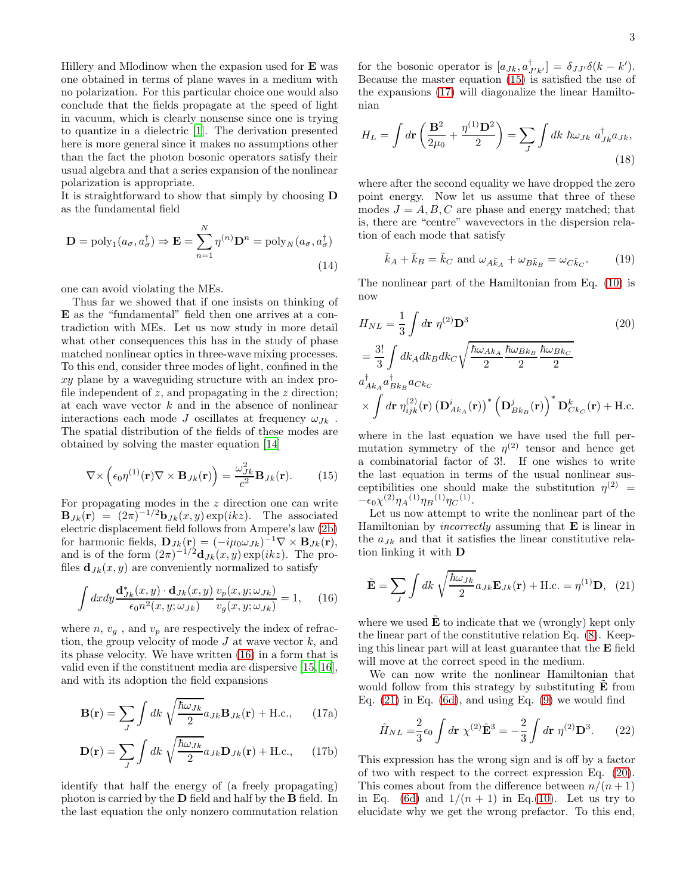Hillery and Mlodinow when the expasion used for $\mathbf{E}$ was one obtained in terms of plane waves in a medium with no polarization. For this particular choice one would also conclude that the fields propagate at the speed of light in vacuum, which is clearly nonsense since one is trying to quantize in a dielectric [1]. The derivation presented here is more general since it makes no assumptions other than the fact the photon bosonic operators satisfy their usual algebra and that a series expansion of the nonlinear polarization is appropriate.

It is straightforward to show that simply by choosing $\mathbf{D}$ as the fundamental field

$$\mathbf{D} = \text{poly}_1(a_\sigma, a_\sigma^\dagger) \Rightarrow \mathbf{E} = \sum_{n=1}^{N} \eta^{(n)} \mathbf{D}^n = \text{poly}_N(a_\sigma, a_\sigma^\dagger) \tag{14}$$

one can avoid violating the MEs.

Thus far we showed that if one insists on thinking of $\mathbf{E}$ as the "fundamental" field then one arrives at a contradiction with MEs. Let us now study in more detail what other consequences this has in the study of phase matched nonlinear optics in three-wave mixing processes. To this end, consider three modes of light, confined in the $xy$ plane by a waveguiding structure with an index profile independent of $z$, and propagating in the $z$ direction; at each wave vector $k$ and in the absence of nonlinear interactions each mode $J$ oscillates at frequency $\omega_{Jk}$. The spatial distribution of the fields of these modes are obtained by solving the master equation [14]

$$\nabla \times \left( \epsilon_0 \eta^{(1)}(\mathbf{r}) \nabla \times \mathbf{B}_{Jk}(\mathbf{r}) \right) = \frac{\omega_{Jk}^2}{c^2} \mathbf{B}_{Jk}(\mathbf{r}). \tag{15}$$

For propagating modes in the $z$ direction one can write $\mathbf{B}_{Jk}(\mathbf{r}) = (2\pi)^{-1/2} \mathbf{b}_{Jk}(x,y) \exp(ikz)$. The associated electric displacement field follows from Ampere's law (2b) for harmonic fields, $\mathbf{D}_{Jk}(\mathbf{r}) = (-i\mu_0 \omega_{Jk})^{-1} \nabla \times \mathbf{B}_{Jk}(\mathbf{r})$, and is of the form $(2\pi)^{-1/2} \mathbf{d}_{Jk}(x,y) \exp(ikz)$. The profiles $\mathbf{d}_{Jk}(x,y)$ are conveniently normalized to satisfy

$$\int dxdy \frac{\mathbf{d}_{Jk}^*(x,y) \cdot \mathbf{d}_{Jk}(x,y)}{\epsilon_0 n^2(x,y;\omega_{Jk})} \frac{v_p(x,y;\omega_{Jk})}{v_g(x,y;\omega_{Jk})} = 1, \tag{16}$$

where $n$, $v_g$, and $v_p$ are respectively the index of refraction, the group velocity of mode $J$ at wave vector $k$, and its phase velocity. We have written (16) in a form that is valid even if the constituent media are dispersive [15, 16], and with its adoption the field expansions

$$\mathbf{B}(\mathbf{r}) = \sum_J \int dk \sqrt{\frac{\hbar \omega_{Jk}}{2}} a_{Jk} \mathbf{B}_{Jk}(\mathbf{r}) + \text{H.c.}, \tag{17a}$$

$$\mathbf{D}(\mathbf{r}) = \sum_J \int dk \sqrt{\frac{\hbar \omega_{Jk}}{2}} a_{Jk} \mathbf{D}_{Jk}(\mathbf{r}) + \text{H.c.}, \tag{17b}$$

identify that half the energy of (a freely propagating) photon is carried by the $\mathbf{D}$ field and half by the $\mathbf{B}$ field. In the last equation the only nonzero commutation relation for the bosonic operator is $[a_{Jk}, a_{J'k'}^\dagger] = \delta_{JJ'} \delta(k-k')$. Because the master equation (15) is satisfied the use of the expansions (17) will diagonalize the linear Hamiltonian

$$H_L = \int d\mathbf{r} \left( \frac{\mathbf{B}^2}{2\mu_0} + \frac{\eta^{(1)} \mathbf{D}^2}{2} \right) = \sum_J \int dk \ \hbar \omega_{Jk} \ a_{Jk}^\dagger a_{Jk}, \tag{18}$$

where after the second equality we have dropped the zero point energy. Now let us assume that three of these modes $J = A, B, C$ are phase and energy matched; that is, there are "centre" wavevectors in the dispersion relation of each mode that satisfy

$$\bar{k}_A + \bar{k}_B = \bar{k}_C \text{ and } \omega_{A\bar{k}_A} + \omega_{B\bar{k}_B} = \omega_{C\bar{k}_C}. \tag{19}$$

The nonlinear part of the Hamiltonian from Eq. (10) is now

$$\begin{aligned} H_{NL} &= \frac{1}{3} \int d\mathbf{r} \ \eta^{(2)} \mathbf{D}^3 \\ &= \frac{3!}{3} \int dk_A dk_B dk_C \sqrt{\frac{\hbar \omega_{Ak_A}}{2} \frac{\hbar \omega_{Bk_B}}{2} \frac{\hbar \omega_{Bk_C}}{2}} \\ & a_{Ak_A}^\dagger a_{Bk_B}^\dagger a_{Ck_C} \\ & \times \int d\mathbf{r} \ \eta_{ijk}^{(2)}(\mathbf{r}) \left( \mathbf{D}_{Ak_A}^i(\mathbf{r}) \right)^* \left( \mathbf{D}_{Bk_B}^j(\mathbf{r}) \right)^* \mathbf{D}_{Ck_C}^k(\mathbf{r}) + \text{H.c.} \end{aligned} \tag{20}$$

where in the last equation we have used the full permutation symmetry of the $\eta^{(2)}$ tensor and hence get a combinatorial factor of 3!. If one wishes to write the last equation in terms of the usual nonlinear susceptibilities one should make the substitution $\eta^{(2)} = -\epsilon_0 \chi^{(2)} \eta_A{}^{(1)} \eta_B{}^{(1)} \eta_C{}^{(1)}$.

Let us now attempt to write the nonlinear part of the Hamiltonian by *incorrectly* assuming that $\mathbf{E}$ is linear in the $a_{Jk}$ and that it satisfies the linear constitutive relation linking it with $\mathbf{D}$

$$\tilde{\mathbf{E}} = \sum_J \int dk \sqrt{\frac{\hbar \omega_{Jk}}{2}} a_{Jk} \mathbf{E}_{Jk}(\mathbf{r}) + \text{H.c.} = \eta^{(1)} \mathbf{D}, \tag{21}$$

where we used $\tilde{\mathbf{E}}$ to indicate that we (wrongly) kept only the linear part of the constitutive relation Eq. (8). Keeping this linear part will at least guarantee that the $\mathbf{E}$ field will move at the correct speed in the medium.

We can now write the nonlinear Hamiltonian that would follow from this strategy by substituting $\tilde{\mathbf{E}}$ from Eq. (21) in Eq. (6d), and using Eq. (9) we would find

$$\tilde{H}_{NL} = \frac{2}{3} \epsilon_0 \int d\mathbf{r} \ \chi^{(2)} \tilde{\mathbf{E}}^3 = -\frac{2}{3} \int d\mathbf{r} \ \eta^{(2)} \mathbf{D}^3. \tag{22}$$

This expression has the wrong sign and is off by a factor of two with respect to the correct expression Eq. (20). This comes about from the difference between $n/(n+1)$ in Eq. (6d) and $1/(n+1)$ in Eq.(10). Let us try to elucidate why we get the wrong prefactor. To this end,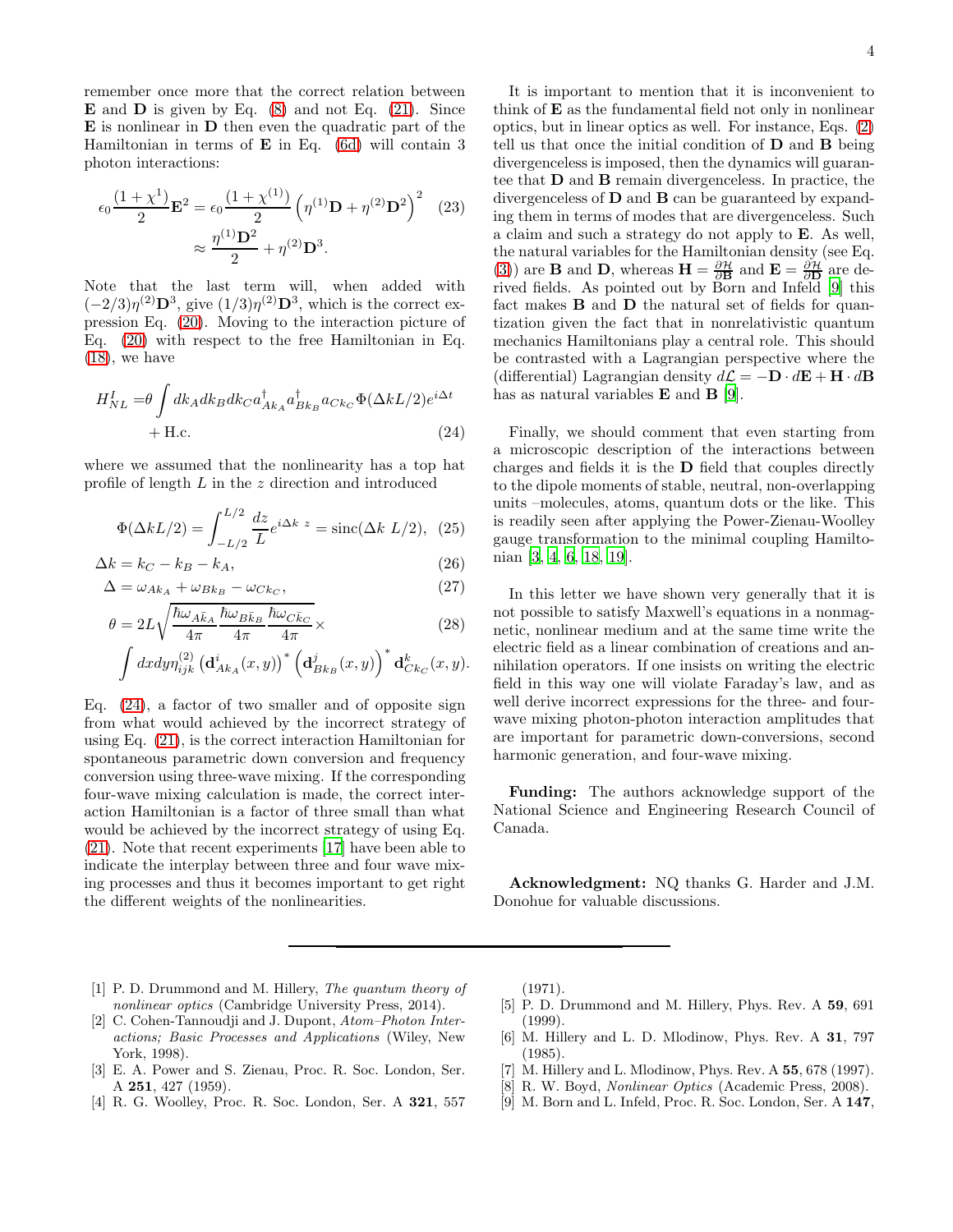remember once more that the correct relation between $\mathbf{E}$ and $\mathbf{D}$ is given by Eq. (8) and not Eq. (21). Since $\mathbf{E}$ is nonlinear in $\mathbf{D}$ then even the quadratic part of the Hamiltonian in terms of $\mathbf{E}$ in Eq. (6d) will contain 3 photon interactions:

$$\epsilon_0 \frac{(1+\chi^1)}{2}\mathbf{E}^2 = \epsilon_0 \frac{(1+\chi^{(1)})}{2}\left(\eta^{(1)}\mathbf{D} + \eta^{(2)}\mathbf{D}^2\right)^2 \approx \frac{\eta^{(1)}\mathbf{D}^2}{2} + \eta^{(2)}\mathbf{D}^3. \tag{23}$$

Note that the last term will, when added with $(-2/3)\eta^{(2)}\mathbf{D}^3$, give $(1/3)\eta^{(2)}\mathbf{D}^3$, which is the correct expression Eq. (20). Moving to the interaction picture of Eq. (20) with respect to the free Hamiltonian in Eq. (18), we have

$$H_{NL}^I = \theta \int dk_A dk_B dk_C a_{Ak_A}^\dagger a_{Bk_B}^\dagger a_{Ck_C} \Phi(\Delta k L/2) e^{i\Delta t} + \text{H.c.} \tag{24}$$

where we assumed that the nonlinearity has a top hat profile of length $L$ in the $z$ direction and introduced

$$\Phi(\Delta k L/2) = \int_{-L/2}^{L/2} \frac{dz}{L} e^{i\Delta k\ z} = \text{sinc}(\Delta k\ L/2), \tag{25}$$

$$\Delta k = k_C - k_B - k_A, \tag{26}$$

$$\Delta = \omega_{Ak_A} + \omega_{Bk_B} - \omega_{Ck_C}, \tag{27}$$

$$\theta = 2L\sqrt{\frac{\hbar\omega_{A\bar{k}_A}}{4\pi}\frac{\hbar\omega_{B\bar{k}_B}}{4\pi}\frac{\hbar\omega_{C\bar{k}_C}}{4\pi}} \times \int dx dy \eta_{ijk}^{(2)} \left(\mathbf{d}_{Ak_A}^i(x,y)\right)^* \left(\mathbf{d}_{Bk_B}^j(x,y)\right)^* \mathbf{d}_{Ck_C}^k(x,y). \tag{28}$$

Eq. (24), a factor of two smaller and of opposite sign from what would achieved by the incorrect strategy of using Eq. (21), is the correct interaction Hamiltonian for spontaneous parametric down conversion and frequency conversion using three-wave mixing. If the corresponding four-wave mixing calculation is made, the correct interaction Hamiltonian is a factor of three small than what would be achieved by the incorrect strategy of using Eq. (21). Note that recent experiments [17] have been able to indicate the interplay between three and four wave mixing processes and thus it becomes important to get right the different weights of the nonlinearities.

It is important to mention that it is inconvenient to think of $\mathbf{E}$ as the fundamental field not only in nonlinear optics, but in linear optics as well. For instance, Eqs. (2) tell us that once the initial condition of $\mathbf{D}$ and $\mathbf{B}$ being divergenceless is imposed, then the dynamics will guarantee that $\mathbf{D}$ and $\mathbf{B}$ remain divergenceless. In practice, the divergenceless of $\mathbf{D}$ and $\mathbf{B}$ can be guaranteed by expanding them in terms of modes that are divergenceless. Such a claim and such a strategy do not apply to $\mathbf{E}$. As well, the natural variables for the Hamiltonian density (see Eq. (3)) are $\mathbf{B}$ and $\mathbf{D}$, whereas $\mathbf{H} = \frac{\partial \mathcal{H}}{\partial \mathbf{B}}$ and $\mathbf{E} = \frac{\partial \mathcal{H}}{\partial \mathbf{D}}$ are derived fields. As pointed out by Born and Infeld [9] this fact makes $\mathbf{B}$ and $\mathbf{D}$ the natural set of fields for quantization given the fact that in nonrelativistic quantum mechanics Hamiltonians play a central role. This should be contrasted with a Lagrangian perspective where the (differential) Lagrangian density $d\mathcal{L} = -\mathbf{D}\cdot d\mathbf{E} + \mathbf{H}\cdot d\mathbf{B}$ has as natural variables $\mathbf{E}$ and $\mathbf{B}$ [9].

Finally, we should comment that even starting from a microscopic description of the interactions between charges and fields it is the $\mathbf{D}$ field that couples directly to the dipole moments of stable, neutral, non-overlapping units –molecules, atoms, quantum dots or the like. This is readily seen after applying the Power-Zienau-Woolley gauge transformation to the minimal coupling Hamiltonian [3, 4, 6, 18, 19].

In this letter we have shown very generally that it is not possible to satisfy Maxwell's equations in a nonmagnetic, nonlinear medium and at the same time write the electric field as a linear combination of creations and annihilation operators. If one insists on writing the electric field in this way one will violate Faraday's law, and as well derive incorrect expressions for the three- and four-wave mixing photon-photon interaction amplitudes that are important for parametric down-conversions, second harmonic generation, and four-wave mixing.

**Funding:** The authors acknowledge support of the National Science and Engineering Research Council of Canada.

**Acknowledgment:** NQ thanks G. Harder and J.M. Donohue for valuable discussions.

---

[1] P. D. Drummond and M. Hillery, *The quantum theory of nonlinear optics* (Cambridge University Press, 2014).
[2] C. Cohen-Tannoudji and J. Dupont, *Atom–Photon Interactions; Basic Processes and Applications* (Wiley, New York, 1998).
[3] E. A. Power and S. Zienau, Proc. R. Soc. London, Ser. A **251**, 427 (1959).
[4] R. G. Woolley, Proc. R. Soc. London, Ser. A **321**, 557 (1971).
[5] P. D. Drummond and M. Hillery, Phys. Rev. A **59**, 691 (1999).
[6] M. Hillery and L. D. Mlodinow, Phys. Rev. A **31**, 797 (1985).
[7] M. Hillery and L. Mlodinow, Phys. Rev. A **55**, 678 (1997).
[8] R. W. Boyd, *Nonlinear Optics* (Academic Press, 2008).
[9] M. Born and L. Infeld, Proc. R. Soc. London, Ser. A **147**,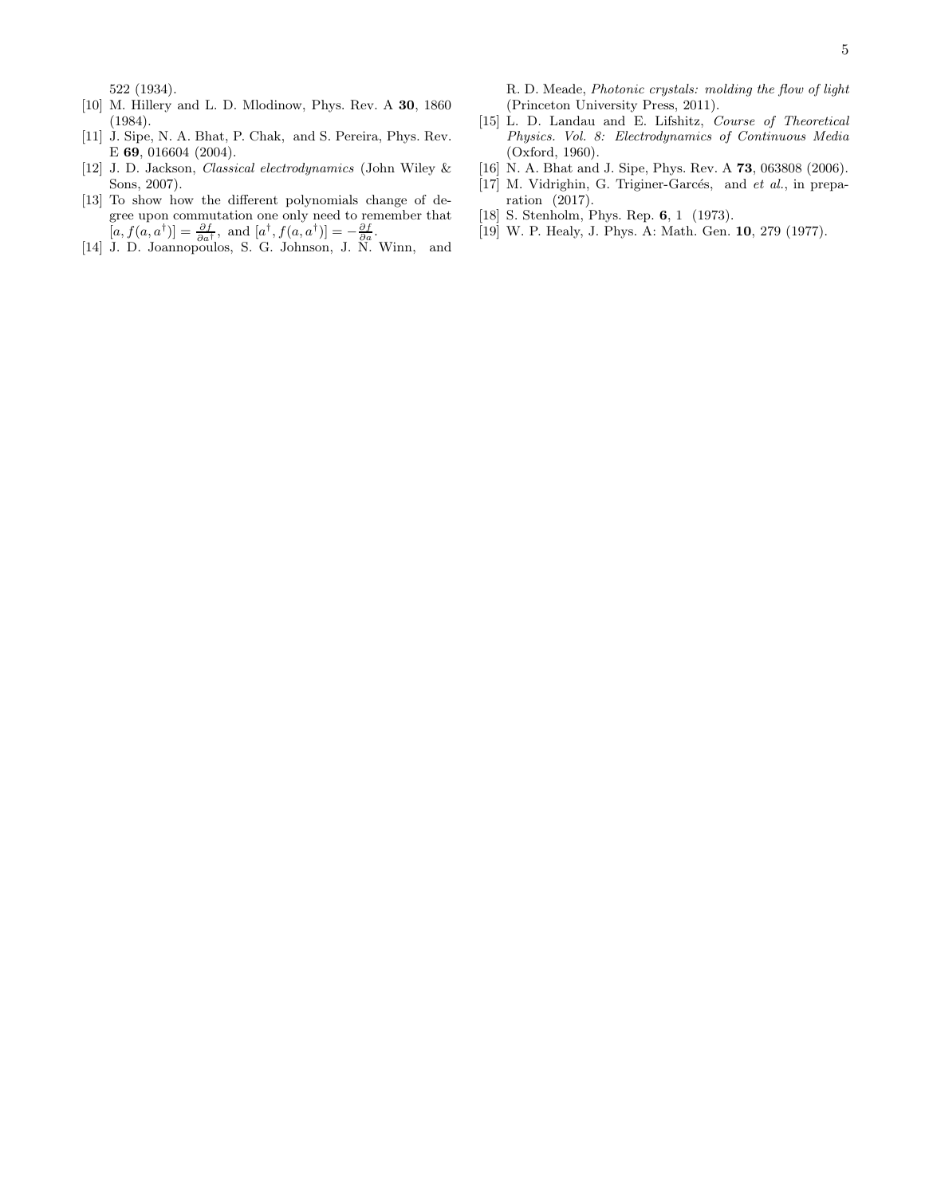522 (1934).

[10] M. Hillery and L. D. Mlodinow, Phys. Rev. A **30**, 1860 (1984).

[11] J. Sipe, N. A. Bhat, P. Chak, and S. Pereira, Phys. Rev. E **69**, 016604 (2004).

[12] J. D. Jackson, *Classical electrodynamics* (John Wiley & Sons, 2007).

[13] To show how the different polynomials change of degree upon commutation one only need to remember that $[a, f(a, a^\dagger)] = \frac{\partial f}{\partial a^\dagger}$, and $[a^\dagger, f(a, a^\dagger)] = -\frac{\partial f}{\partial a}$.

[14] J. D. Joannopoulos, S. G. Johnson, J. N. Winn, and R. D. Meade, *Photonic crystals: molding the flow of light* (Princeton University Press, 2011).

[15] L. D. Landau and E. Lifshitz, *Course of Theoretical Physics. Vol. 8: Electrodynamics of Continuous Media* (Oxford, 1960).

[16] N. A. Bhat and J. Sipe, Phys. Rev. A **73**, 063808 (2006).

[17] M. Vidrighin, G. Triginer-Garcés, and *et al.*, in preparation (2017).

[18] S. Stenholm, Phys. Rep. **6**, 1 (1973).

[19] W. P. Healy, J. Phys. A: Math. Gen. **10**, 279 (1977).